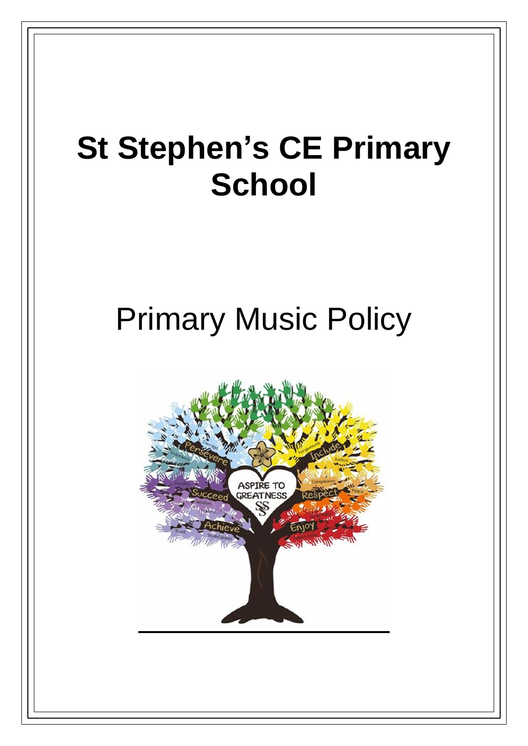# St Stephen's CE Primary School

## Primary Music Policy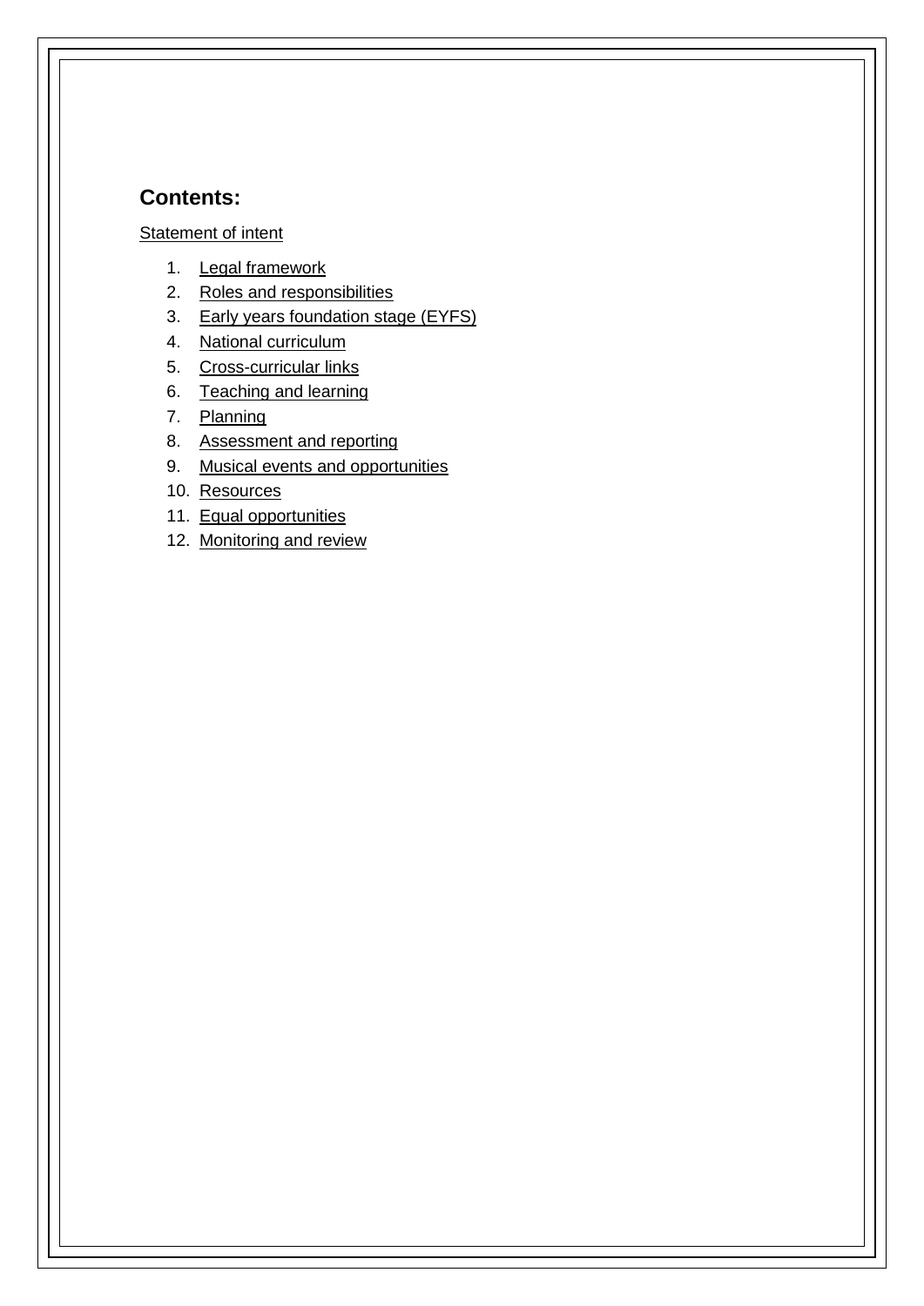## Contents:

Statement of intent

1. Legal framework
2. Roles and responsibilities
3. Early years foundation stage (EYFS)
4. National curriculum
5. Cross-curricular links
6. Teaching and learning
7. Planning
8. Assessment and reporting
9. Musical events and opportunities
10. Resources
11. Equal opportunities
12. Monitoring and review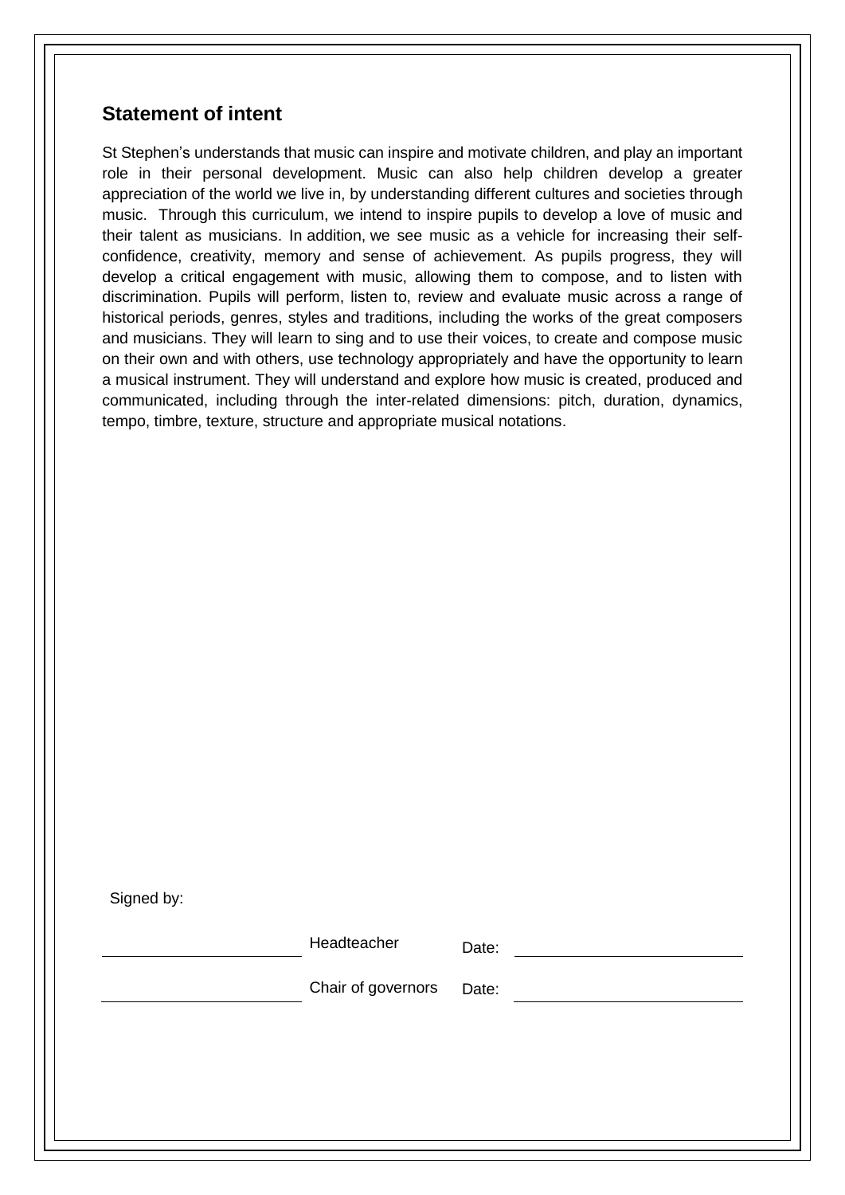## Statement of intent

St Stephen's understands that music can inspire and motivate children, and play an important role in their personal development. Music can also help children develop a greater appreciation of the world we live in, by understanding different cultures and societies through music. Through this curriculum, we intend to inspire pupils to develop a love of music and their talent as musicians. In addition, we see music as a vehicle for increasing their self-confidence, creativity, memory and sense of achievement. As pupils progress, they will develop a critical engagement with music, allowing them to compose, and to listen with discrimination. Pupils will perform, listen to, review and evaluate music across a range of historical periods, genres, styles and traditions, including the works of the great composers and musicians. They will learn to sing and to use their voices, to create and compose music on their own and with others, use technology appropriately and have the opportunity to learn a musical instrument. They will understand and explore how music is created, produced and communicated, including through the inter-related dimensions: pitch, duration, dynamics, tempo, timbre, texture, structure and appropriate musical notations.

Signed by:

| | | | |
|---|---|---|---|
| ____________________ | Headteacher | Date: | ____________________ |
| ____________________ | Chair of governors | Date: | ____________________ |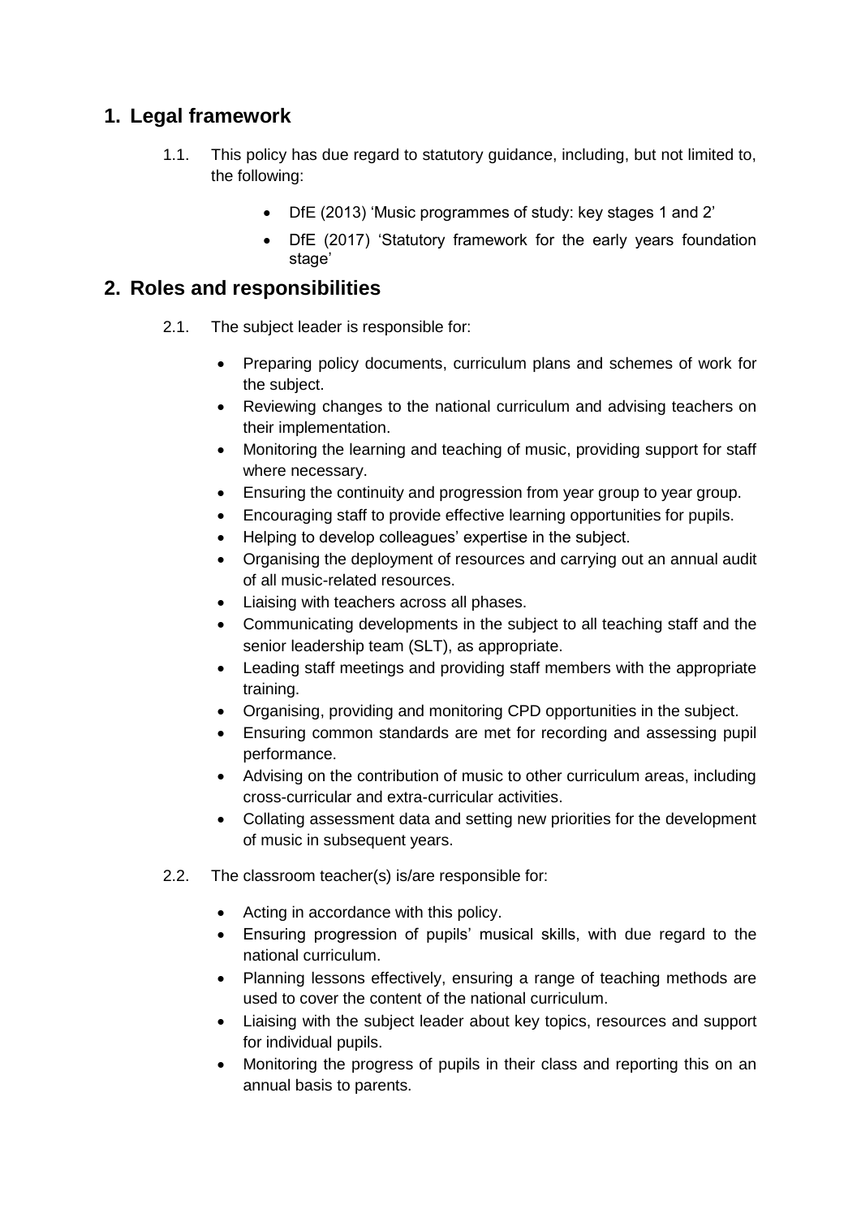## 1. Legal framework

1.1. This policy has due regard to statutory guidance, including, but not limited to, the following:

- DfE (2013) 'Music programmes of study: key stages 1 and 2'
- DfE (2017) 'Statutory framework for the early years foundation stage'

## 2. Roles and responsibilities

2.1. The subject leader is responsible for:

- Preparing policy documents, curriculum plans and schemes of work for the subject.
- Reviewing changes to the national curriculum and advising teachers on their implementation.
- Monitoring the learning and teaching of music, providing support for staff where necessary.
- Ensuring the continuity and progression from year group to year group.
- Encouraging staff to provide effective learning opportunities for pupils.
- Helping to develop colleagues' expertise in the subject.
- Organising the deployment of resources and carrying out an annual audit of all music-related resources.
- Liaising with teachers across all phases.
- Communicating developments in the subject to all teaching staff and the senior leadership team (SLT), as appropriate.
- Leading staff meetings and providing staff members with the appropriate training.
- Organising, providing and monitoring CPD opportunities in the subject.
- Ensuring common standards are met for recording and assessing pupil performance.
- Advising on the contribution of music to other curriculum areas, including cross-curricular and extra-curricular activities.
- Collating assessment data and setting new priorities for the development of music in subsequent years.

2.2. The classroom teacher(s) is/are responsible for:

- Acting in accordance with this policy.
- Ensuring progression of pupils' musical skills, with due regard to the national curriculum.
- Planning lessons effectively, ensuring a range of teaching methods are used to cover the content of the national curriculum.
- Liaising with the subject leader about key topics, resources and support for individual pupils.
- Monitoring the progress of pupils in their class and reporting this on an annual basis to parents.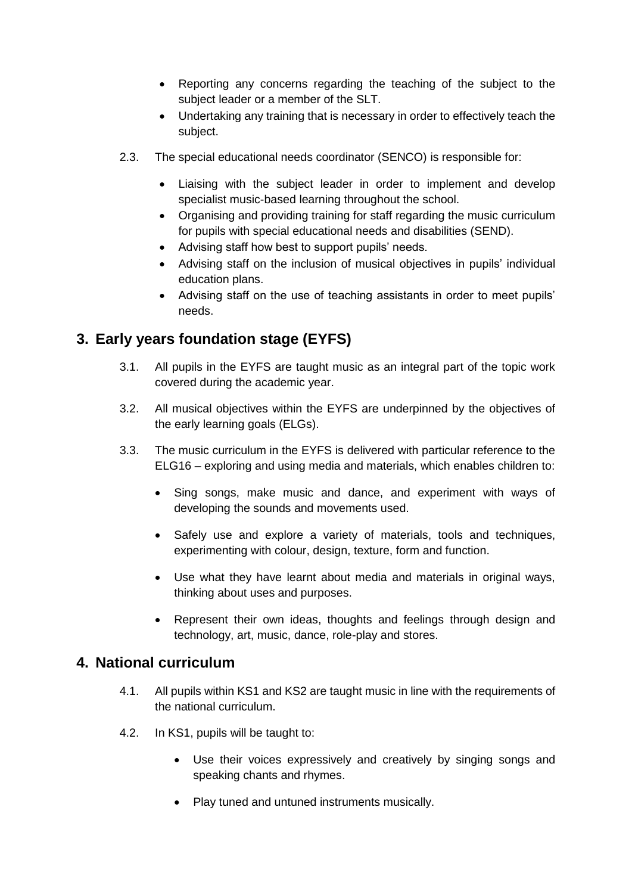- Reporting any concerns regarding the teaching of the subject to the subject leader or a member of the SLT.
- Undertaking any training that is necessary in order to effectively teach the subject.

2.3. The special educational needs coordinator (SENCO) is responsible for:

- Liaising with the subject leader in order to implement and develop specialist music-based learning throughout the school.
- Organising and providing training for staff regarding the music curriculum for pupils with special educational needs and disabilities (SEND).
- Advising staff how best to support pupils' needs.
- Advising staff on the inclusion of musical objectives in pupils' individual education plans.
- Advising staff on the use of teaching assistants in order to meet pupils' needs.

## 3. Early years foundation stage (EYFS)

3.1. All pupils in the EYFS are taught music as an integral part of the topic work covered during the academic year.

3.2. All musical objectives within the EYFS are underpinned by the objectives of the early learning goals (ELGs).

3.3. The music curriculum in the EYFS is delivered with particular reference to the ELG16 – exploring and using media and materials, which enables children to:

- Sing songs, make music and dance, and experiment with ways of developing the sounds and movements used.
- Safely use and explore a variety of materials, tools and techniques, experimenting with colour, design, texture, form and function.
- Use what they have learnt about media and materials in original ways, thinking about uses and purposes.
- Represent their own ideas, thoughts and feelings through design and technology, art, music, dance, role-play and stores.

## 4. National curriculum

4.1. All pupils within KS1 and KS2 are taught music in line with the requirements of the national curriculum.

4.2. In KS1, pupils will be taught to:

- Use their voices expressively and creatively by singing songs and speaking chants and rhymes.
- Play tuned and untuned instruments musically.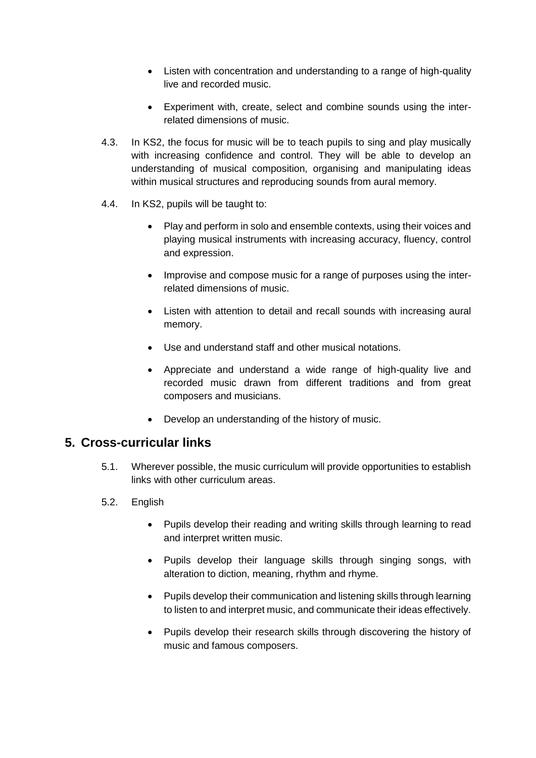- Listen with concentration and understanding to a range of high-quality live and recorded music.
- Experiment with, create, select and combine sounds using the inter-related dimensions of music.

4.3. In KS2, the focus for music will be to teach pupils to sing and play musically with increasing confidence and control. They will be able to develop an understanding of musical composition, organising and manipulating ideas within musical structures and reproducing sounds from aural memory.

4.4. In KS2, pupils will be taught to:

- Play and perform in solo and ensemble contexts, using their voices and playing musical instruments with increasing accuracy, fluency, control and expression.
- Improvise and compose music for a range of purposes using the inter-related dimensions of music.
- Listen with attention to detail and recall sounds with increasing aural memory.
- Use and understand staff and other musical notations.
- Appreciate and understand a wide range of high-quality live and recorded music drawn from different traditions and from great composers and musicians.
- Develop an understanding of the history of music.

## 5. Cross-curricular links

5.1. Wherever possible, the music curriculum will provide opportunities to establish links with other curriculum areas.

5.2. English

- Pupils develop their reading and writing skills through learning to read and interpret written music.
- Pupils develop their language skills through singing songs, with alteration to diction, meaning, rhythm and rhyme.
- Pupils develop their communication and listening skills through learning to listen to and interpret music, and communicate their ideas effectively.
- Pupils develop their research skills through discovering the history of music and famous composers.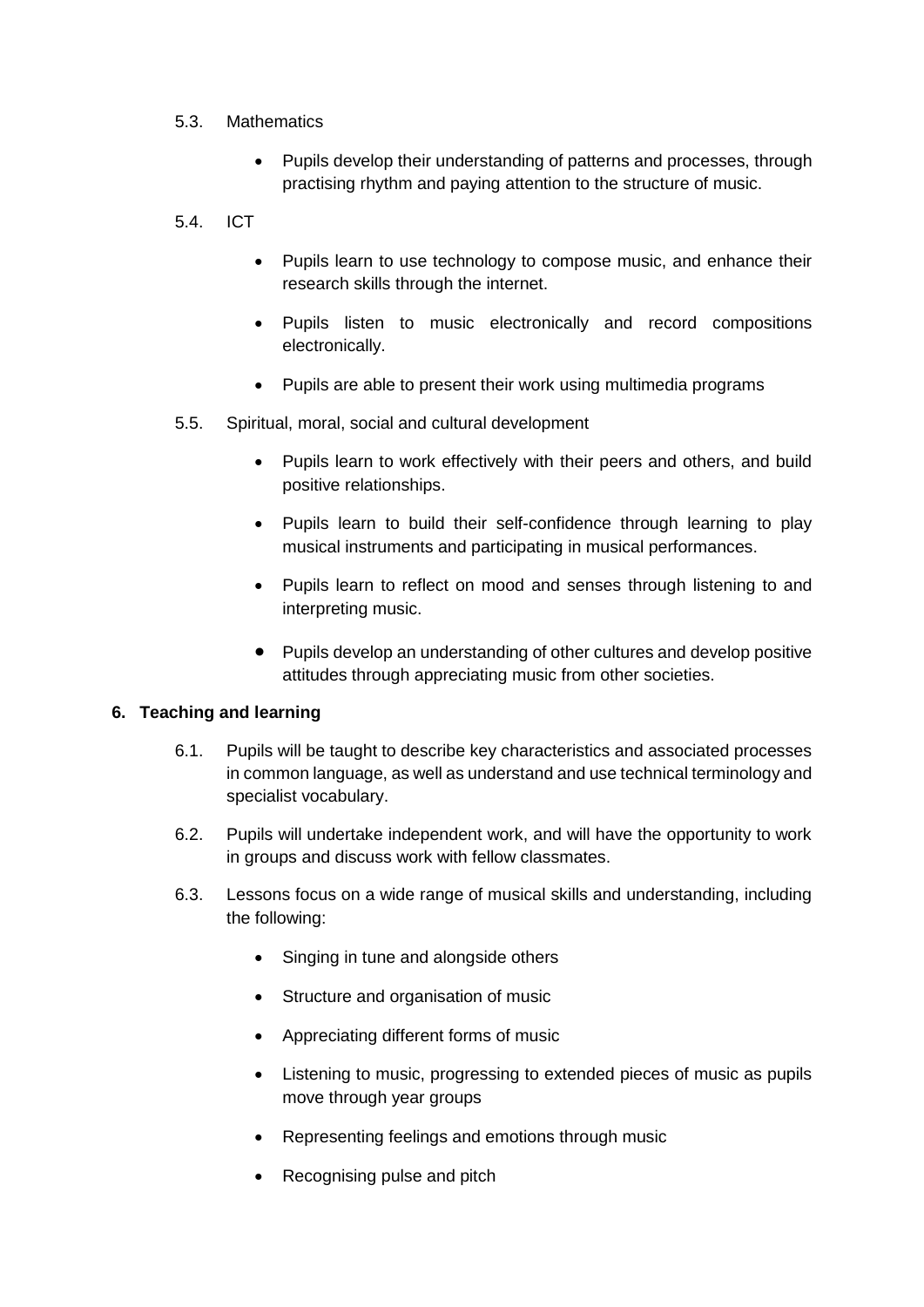5.3. Mathematics

- Pupils develop their understanding of patterns and processes, through practising rhythm and paying attention to the structure of music.

5.4. ICT

- Pupils learn to use technology to compose music, and enhance their research skills through the internet.
- Pupils listen to music electronically and record compositions electronically.
- Pupils are able to present their work using multimedia programs

5.5. Spiritual, moral, social and cultural development

- Pupils learn to work effectively with their peers and others, and build positive relationships.
- Pupils learn to build their self-confidence through learning to play musical instruments and participating in musical performances.
- Pupils learn to reflect on mood and senses through listening to and interpreting music.
- Pupils develop an understanding of other cultures and develop positive attitudes through appreciating music from other societies.

## 6. Teaching and learning

6.1. Pupils will be taught to describe key characteristics and associated processes in common language, as well as understand and use technical terminology and specialist vocabulary.

6.2. Pupils will undertake independent work, and will have the opportunity to work in groups and discuss work with fellow classmates.

6.3. Lessons focus on a wide range of musical skills and understanding, including the following:

- Singing in tune and alongside others
- Structure and organisation of music
- Appreciating different forms of music
- Listening to music, progressing to extended pieces of music as pupils move through year groups
- Representing feelings and emotions through music
- Recognising pulse and pitch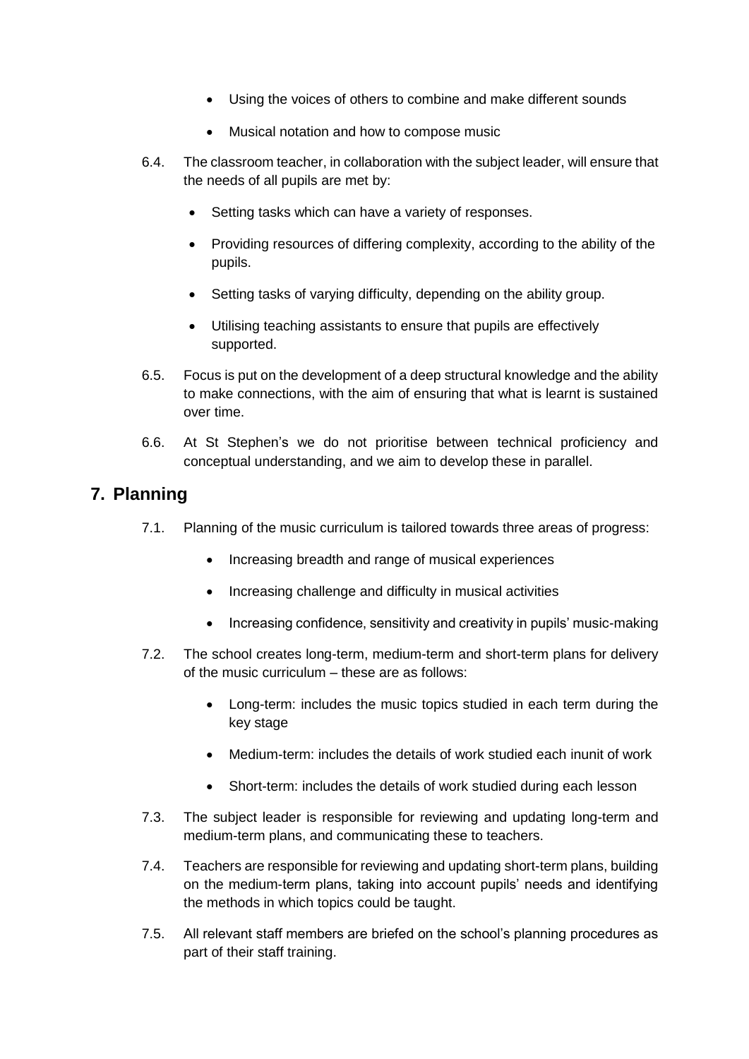- Using the voices of others to combine and make different sounds
- Musical notation and how to compose music

6.4. The classroom teacher, in collaboration with the subject leader, will ensure that the needs of all pupils are met by:

- Setting tasks which can have a variety of responses.
- Providing resources of differing complexity, according to the ability of the pupils.
- Setting tasks of varying difficulty, depending on the ability group.
- Utilising teaching assistants to ensure that pupils are effectively supported.

6.5. Focus is put on the development of a deep structural knowledge and the ability to make connections, with the aim of ensuring that what is learnt is sustained over time.

6.6. At St Stephen's we do not prioritise between technical proficiency and conceptual understanding, and we aim to develop these in parallel.

## 7. Planning

7.1. Planning of the music curriculum is tailored towards three areas of progress:

- Increasing breadth and range of musical experiences
- Increasing challenge and difficulty in musical activities
- Increasing confidence, sensitivity and creativity in pupils' music-making

7.2. The school creates long-term, medium-term and short-term plans for delivery of the music curriculum – these are as follows:

- Long-term: includes the music topics studied in each term during the key stage
- Medium-term: includes the details of work studied each inunit of work
- Short-term: includes the details of work studied during each lesson

7.3. The subject leader is responsible for reviewing and updating long-term and medium-term plans, and communicating these to teachers.

7.4. Teachers are responsible for reviewing and updating short-term plans, building on the medium-term plans, taking into account pupils' needs and identifying the methods in which topics could be taught.

7.5. All relevant staff members are briefed on the school's planning procedures as part of their staff training.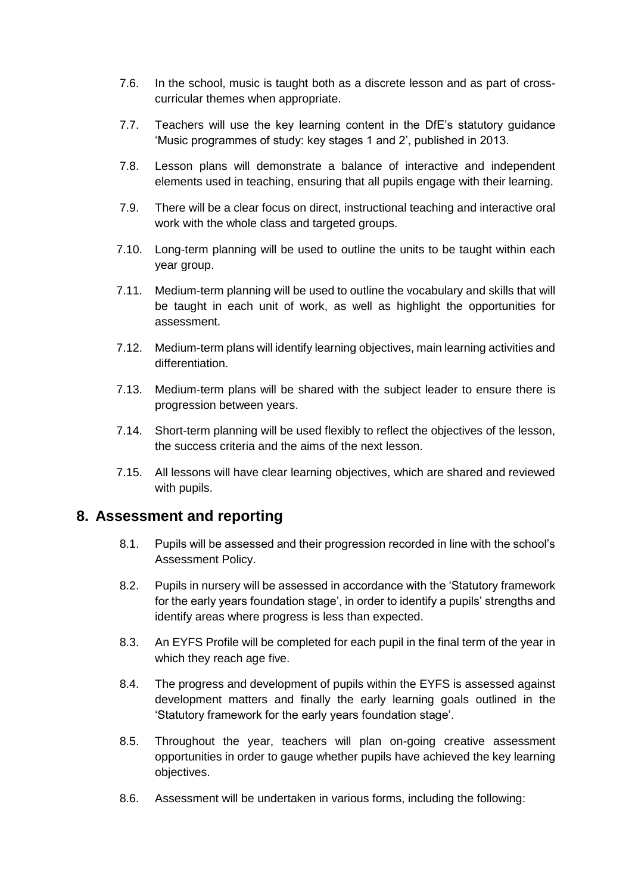7.6. In the school, music is taught both as a discrete lesson and as part of cross-curricular themes when appropriate.

7.7. Teachers will use the key learning content in the DfE's statutory guidance 'Music programmes of study: key stages 1 and 2', published in 2013.

7.8. Lesson plans will demonstrate a balance of interactive and independent elements used in teaching, ensuring that all pupils engage with their learning.

7.9. There will be a clear focus on direct, instructional teaching and interactive oral work with the whole class and targeted groups.

7.10. Long-term planning will be used to outline the units to be taught within each year group.

7.11. Medium-term planning will be used to outline the vocabulary and skills that will be taught in each unit of work, as well as highlight the opportunities for assessment.

7.12. Medium-term plans will identify learning objectives, main learning activities and differentiation.

7.13. Medium-term plans will be shared with the subject leader to ensure there is progression between years.

7.14. Short-term planning will be used flexibly to reflect the objectives of the lesson, the success criteria and the aims of the next lesson.

7.15. All lessons will have clear learning objectives, which are shared and reviewed with pupils.

## 8. Assessment and reporting

8.1. Pupils will be assessed and their progression recorded in line with the school's Assessment Policy.

8.2. Pupils in nursery will be assessed in accordance with the 'Statutory framework for the early years foundation stage', in order to identify a pupils' strengths and identify areas where progress is less than expected.

8.3. An EYFS Profile will be completed for each pupil in the final term of the year in which they reach age five.

8.4. The progress and development of pupils within the EYFS is assessed against development matters and finally the early learning goals outlined in the 'Statutory framework for the early years foundation stage'.

8.5. Throughout the year, teachers will plan on-going creative assessment opportunities in order to gauge whether pupils have achieved the key learning objectives.

8.6. Assessment will be undertaken in various forms, including the following: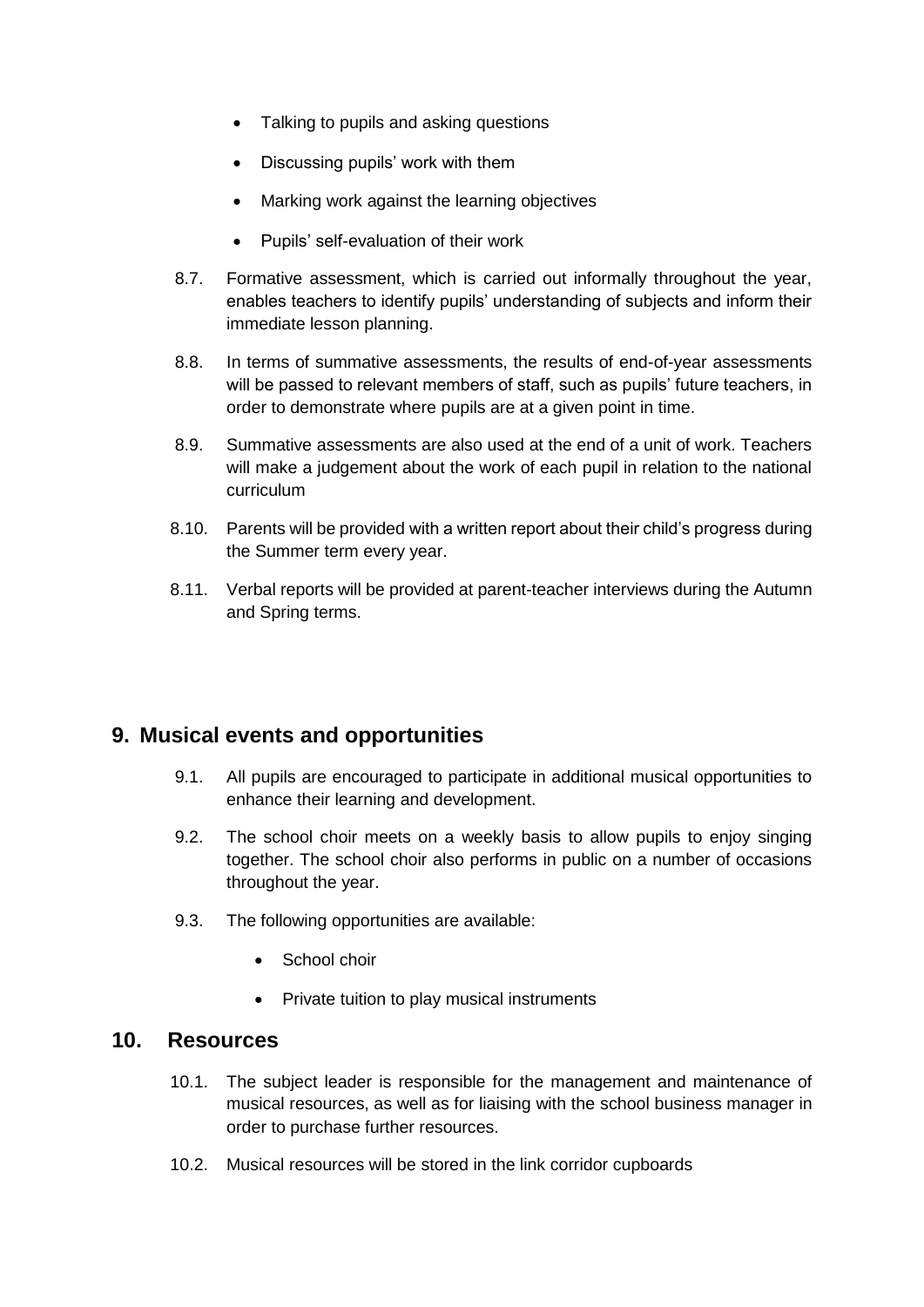- Talking to pupils and asking questions
- Discussing pupils' work with them
- Marking work against the learning objectives
- Pupils' self-evaluation of their work

8.7. Formative assessment, which is carried out informally throughout the year, enables teachers to identify pupils' understanding of subjects and inform their immediate lesson planning.

8.8. In terms of summative assessments, the results of end-of-year assessments will be passed to relevant members of staff, such as pupils' future teachers, in order to demonstrate where pupils are at a given point in time.

8.9. Summative assessments are also used at the end of a unit of work. Teachers will make a judgement about the work of each pupil in relation to the national curriculum

8.10. Parents will be provided with a written report about their child's progress during the Summer term every year.

8.11. Verbal reports will be provided at parent-teacher interviews during the Autumn and Spring terms.

## 9. Musical events and opportunities

9.1. All pupils are encouraged to participate in additional musical opportunities to enhance their learning and development.

9.2. The school choir meets on a weekly basis to allow pupils to enjoy singing together. The school choir also performs in public on a number of occasions throughout the year.

9.3. The following opportunities are available:

- School choir
- Private tuition to play musical instruments

## 10. Resources

10.1. The subject leader is responsible for the management and maintenance of musical resources, as well as for liaising with the school business manager in order to purchase further resources.

10.2. Musical resources will be stored in the link corridor cupboards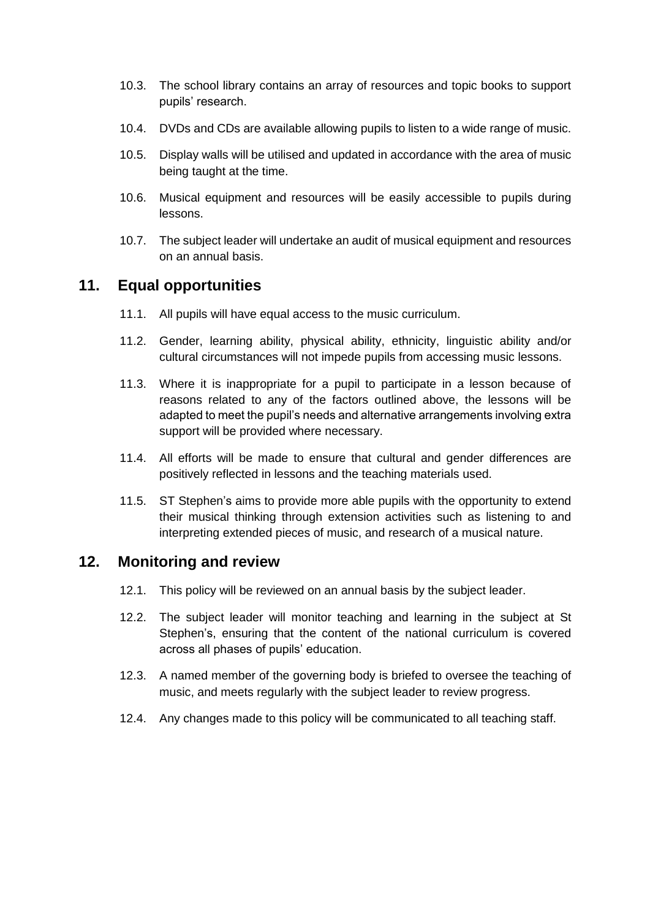10.3. The school library contains an array of resources and topic books to support pupils' research.

10.4. DVDs and CDs are available allowing pupils to listen to a wide range of music.

10.5. Display walls will be utilised and updated in accordance with the area of music being taught at the time.

10.6. Musical equipment and resources will be easily accessible to pupils during lessons.

10.7. The subject leader will undertake an audit of musical equipment and resources on an annual basis.

## 11. Equal opportunities

11.1. All pupils will have equal access to the music curriculum.

11.2. Gender, learning ability, physical ability, ethnicity, linguistic ability and/or cultural circumstances will not impede pupils from accessing music lessons.

11.3. Where it is inappropriate for a pupil to participate in a lesson because of reasons related to any of the factors outlined above, the lessons will be adapted to meet the pupil's needs and alternative arrangements involving extra support will be provided where necessary.

11.4. All efforts will be made to ensure that cultural and gender differences are positively reflected in lessons and the teaching materials used.

11.5. ST Stephen's aims to provide more able pupils with the opportunity to extend their musical thinking through extension activities such as listening to and interpreting extended pieces of music, and research of a musical nature.

## 12. Monitoring and review

12.1. This policy will be reviewed on an annual basis by the subject leader.

12.2. The subject leader will monitor teaching and learning in the subject at St Stephen's, ensuring that the content of the national curriculum is covered across all phases of pupils' education.

12.3. A named member of the governing body is briefed to oversee the teaching of music, and meets regularly with the subject leader to review progress.

12.4. Any changes made to this policy will be communicated to all teaching staff.